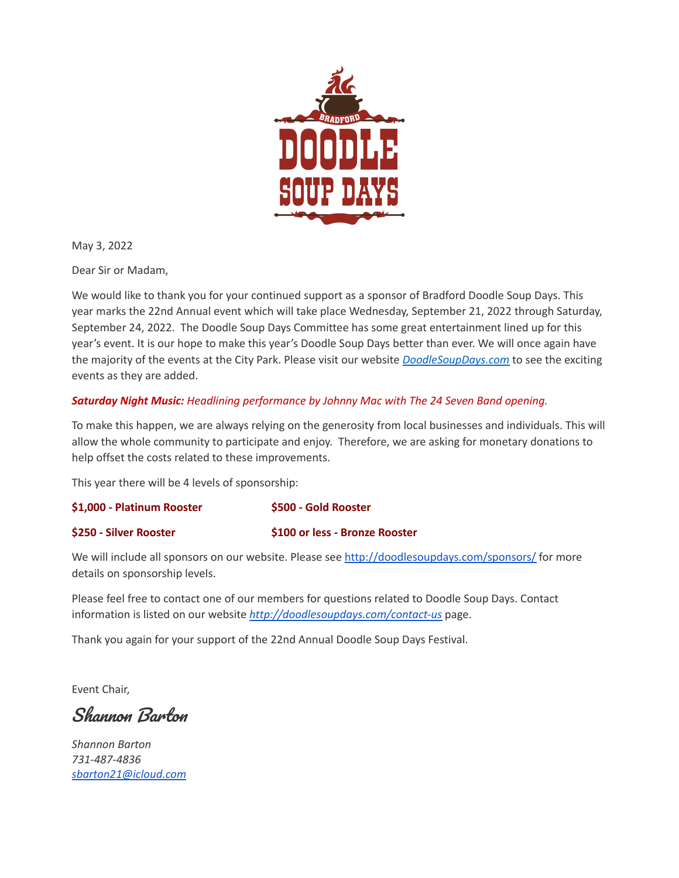BRADFORD DOODLE SOUP DAYS

May 3, 2022

Dear Sir or Madam,

We would like to thank you for your continued support as a sponsor of Bradford Doodle Soup Days. This year marks the 22nd Annual event which will take place Wednesday, September 21, 2022 through Saturday, September 24, 2022. The Doodle Soup Days Committee has some great entertainment lined up for this year's event. It is our hope to make this year's Doodle Soup Days better than ever. We will once again have the majority of the events at the City Park. Please visit our website *DoodleSoupDays.com* to see the exciting events as they are added.

***Saturday Night Music:*** *Headlining performance by Johnny Mac with The 24 Seven Band opening.*

To make this happen, we are always relying on the generosity from local businesses and individuals. This will allow the whole community to participate and enjoy. Therefore, we are asking for monetary donations to help offset the costs related to these improvements.

This year there will be 4 levels of sponsorship:

**$1,000 - Platinum Rooster** **$500 - Gold Rooster**

**$250 - Silver Rooster** **$100 or less - Bronze Rooster**

We will include all sponsors on our website. Please see http://doodlesoupdays.com/sponsors/ for more details on sponsorship levels.

Please feel free to contact one of our members for questions related to Doodle Soup Days. Contact information is listed on our website *http://doodlesoupdays.com/contact-us* page.

Thank you again for your support of the 22nd Annual Doodle Soup Days Festival.

Event Chair,

Shannon Barton

*Shannon Barton*
*731-487-4836*
*sbarton21@icloud.com*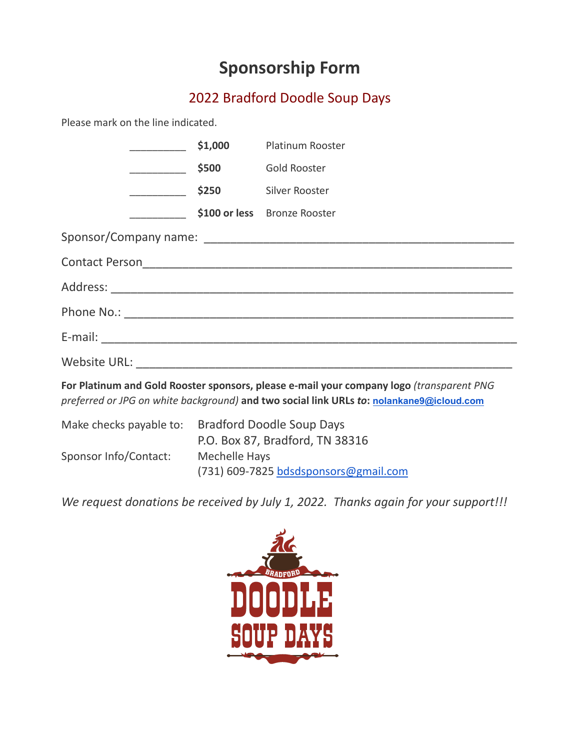# Sponsorship Form

## 2022 Bradford Doodle Soup Days

Please mark on the line indicated.

| | | |
|---|---|---|
| __________ | **$1,000** | Platinum Rooster |
| __________ | **$500** | Gold Rooster |
| __________ | **$250** | Silver Rooster |
| __________ | **$100 or less** | Bronze Rooster |

Sponsor/Company name: ______________________________________________

Contact Person_______________________________________________________

Address: ___________________________________________________________

Phone No.: _________________________________________________________

E-mail: _____________________________________________________________

Website URL: _______________________________________________________

**For Platinum and Gold Rooster sponsors, please e-mail your company logo** *(transparent PNG preferred or JPG on white background)* **and two social link URLs *to*: nolankane9@icloud.com**

Make checks payable to: Bradford Doodle Soup Days
P.O. Box 87, Bradford, TN 38316

Sponsor Info/Contact: Mechelle Hays
(731) 609-7825 bdsdsponsors@gmail.com

*We request donations be received by July 1, 2022. Thanks again for your support!!!*

BRADFORD DOODLE SOUP DAYS